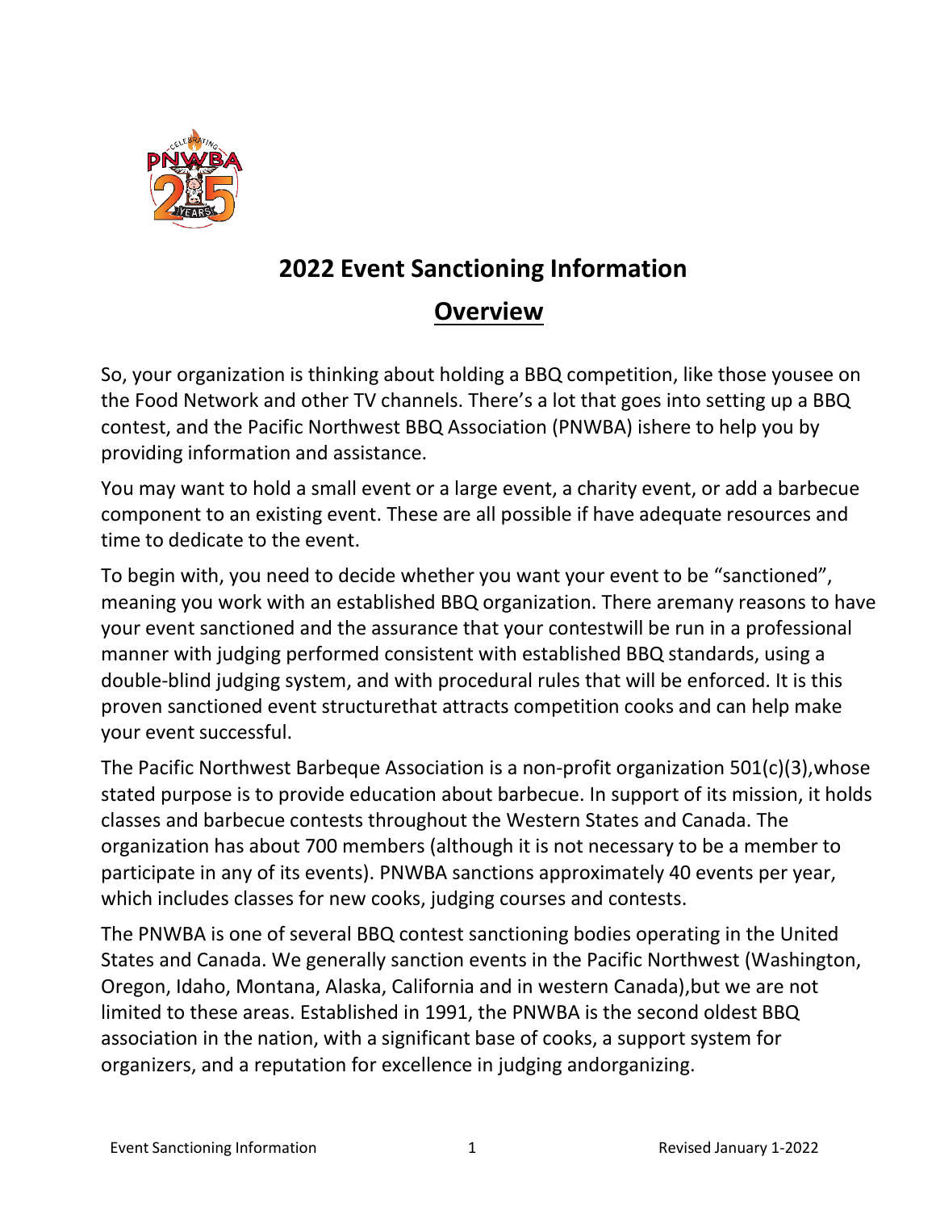# 2022 Event Sanctioning Information

## Overview

So, your organization is thinking about holding a BBQ competition, like those yousee on the Food Network and other TV channels. There's a lot that goes into setting up a BBQ contest, and the Pacific Northwest BBQ Association (PNWBA) ishere to help you by providing information and assistance.

You may want to hold a small event or a large event, a charity event, or add a barbecue component to an existing event. These are all possible if have adequate resources and time to dedicate to the event.

To begin with, you need to decide whether you want your event to be "sanctioned", meaning you work with an established BBQ organization. There aremany reasons to have your event sanctioned and the assurance that your contestwill be run in a professional manner with judging performed consistent with established BBQ standards, using a double-blind judging system, and with procedural rules that will be enforced. It is this proven sanctioned event structurethat attracts competition cooks and can help make your event successful.

The Pacific Northwest Barbeque Association is a non-profit organization 501(c)(3),whose stated purpose is to provide education about barbecue. In support of its mission, it holds classes and barbecue contests throughout the Western States and Canada. The organization has about 700 members (although it is not necessary to be a member to participate in any of its events). PNWBA sanctions approximately 40 events per year, which includes classes for new cooks, judging courses and contests.

The PNWBA is one of several BBQ contest sanctioning bodies operating in the United States and Canada. We generally sanction events in the Pacific Northwest (Washington, Oregon, Idaho, Montana, Alaska, California and in western Canada),but we are not limited to these areas. Established in 1991, the PNWBA is the second oldest BBQ association in the nation, with a significant base of cooks, a support system for organizers, and a reputation for excellence in judging andorganizing.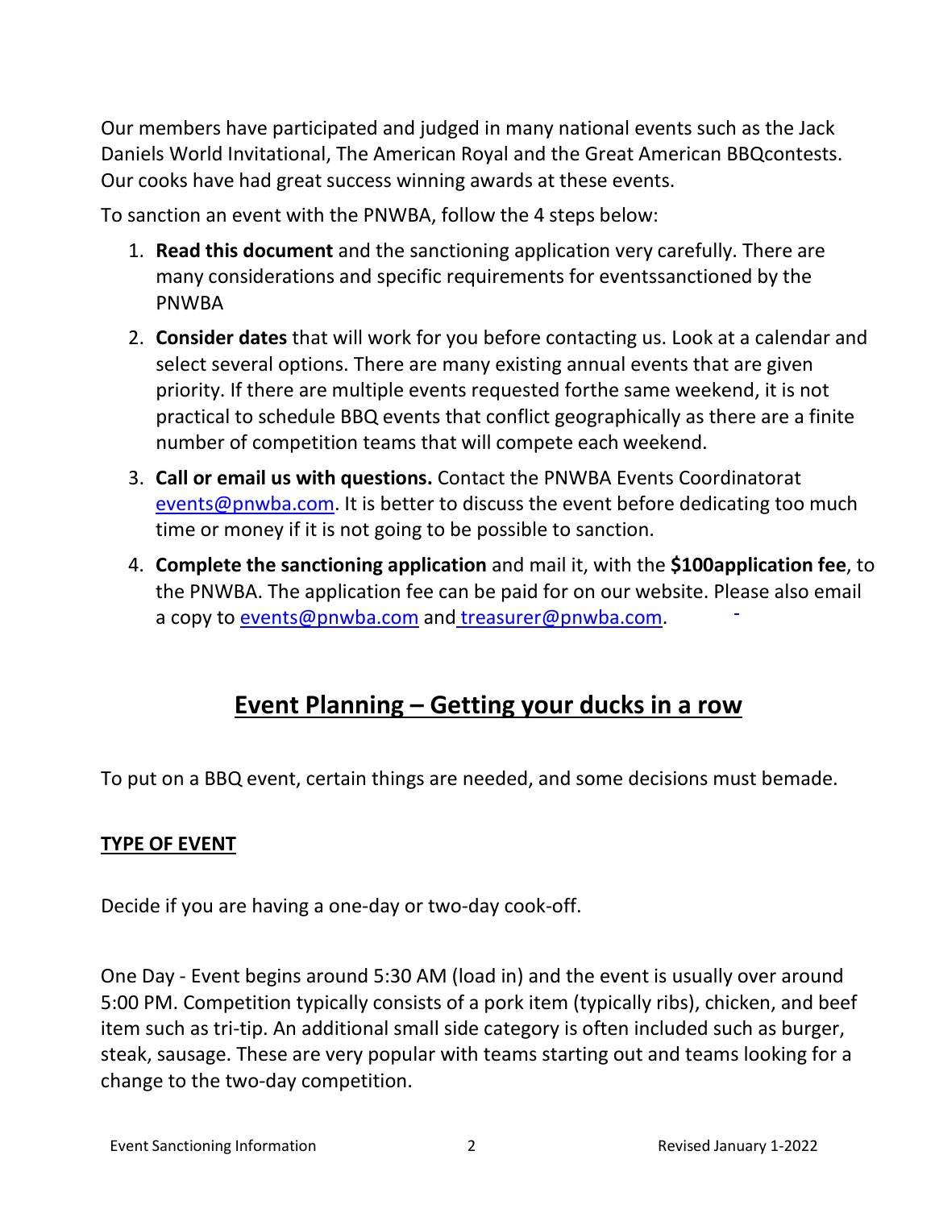Our members have participated and judged in many national events such as the Jack Daniels World Invitational, The American Royal and the Great American BBQcontests. Our cooks have had great success winning awards at these events.

To sanction an event with the PNWBA, follow the 4 steps below:

1. **Read this document** and the sanctioning application very carefully. There are many considerations and specific requirements for eventssanctioned by the PNWBA
2. **Consider dates** that will work for you before contacting us. Look at a calendar and select several options. There are many existing annual events that are given priority. If there are multiple events requested forthe same weekend, it is not practical to schedule BBQ events that conflict geographically as there are a finite number of competition teams that will compete each weekend.
3. **Call or email us with questions.** Contact the PNWBA Events Coordinatorat events@pnwba.com. It is better to discuss the event before dedicating too much time or money if it is not going to be possible to sanction.
4. **Complete the sanctioning application** and mail it, with the **$100application fee**, to the PNWBA. The application fee can be paid for on our website. Please also email a copy to events@pnwba.com and treasurer@pnwba.com.

## Event Planning – Getting your ducks in a row

To put on a BBQ event, certain things are needed, and some decisions must bemade.

### TYPE OF EVENT

Decide if you are having a one-day or two-day cook-off.

One Day - Event begins around 5:30 AM (load in) and the event is usually over around 5:00 PM. Competition typically consists of a pork item (typically ribs), chicken, and beef item such as tri-tip. An additional small side category is often included such as burger, steak, sausage. These are very popular with teams starting out and teams looking for a change to the two-day competition.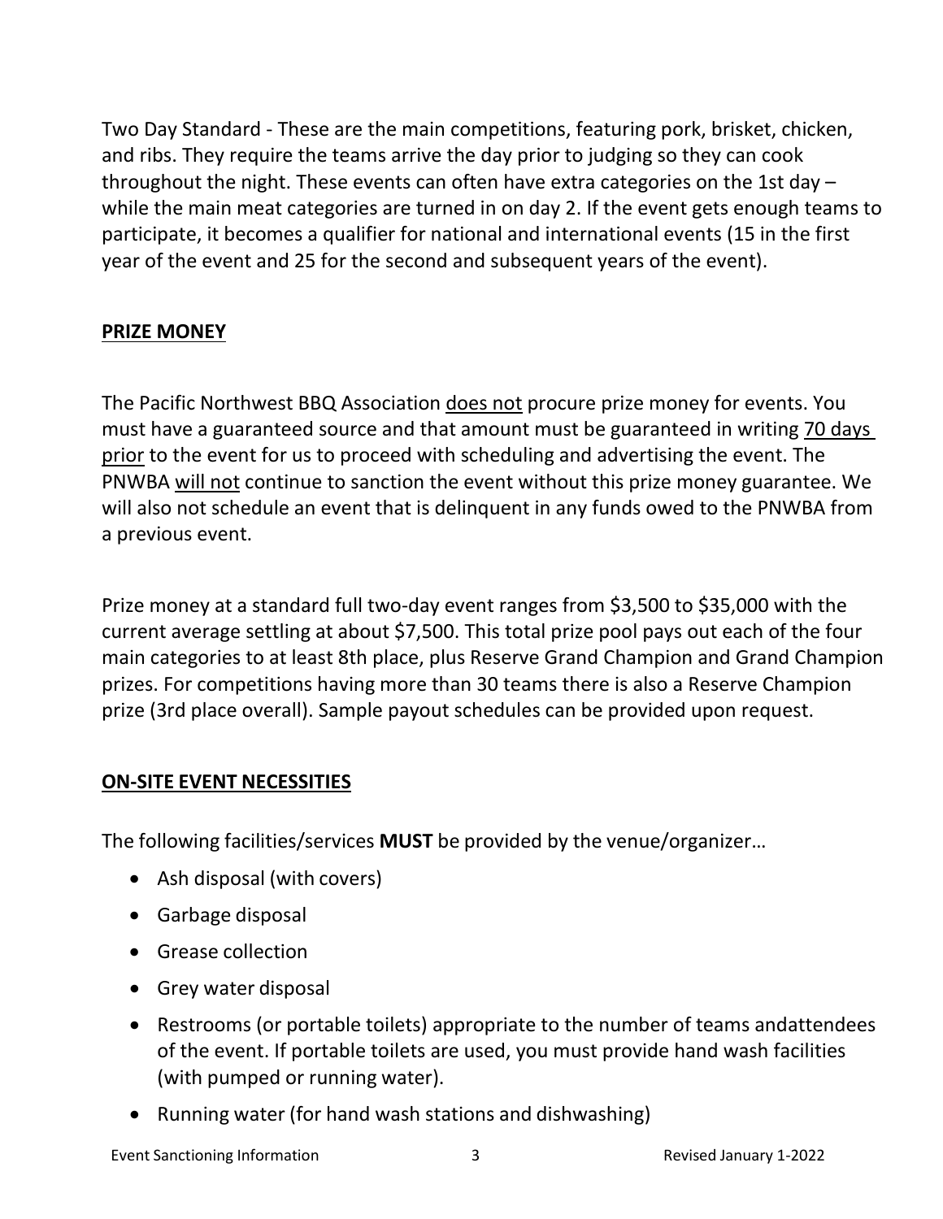Two Day Standard - These are the main competitions, featuring pork, brisket, chicken, and ribs. They require the teams arrive the day prior to judging so they can cook throughout the night. These events can often have extra categories on the 1st day – while the main meat categories are turned in on day 2. If the event gets enough teams to participate, it becomes a qualifier for national and international events (15 in the first year of the event and 25 for the second and subsequent years of the event).

## PRIZE MONEY

The Pacific Northwest BBQ Association does not procure prize money for events. You must have a guaranteed source and that amount must be guaranteed in writing 70 days prior to the event for us to proceed with scheduling and advertising the event. The PNWBA will not continue to sanction the event without this prize money guarantee. We will also not schedule an event that is delinquent in any funds owed to the PNWBA from a previous event.

Prize money at a standard full two-day event ranges from $3,500 to $35,000 with the current average settling at about $7,500. This total prize pool pays out each of the four main categories to at least 8th place, plus Reserve Grand Champion and Grand Champion prizes. For competitions having more than 30 teams there is also a Reserve Champion prize (3rd place overall). Sample payout schedules can be provided upon request.

## ON-SITE EVENT NECESSITIES

The following facilities/services **MUST** be provided by the venue/organizer…

- Ash disposal (with covers)
- Garbage disposal
- Grease collection
- Grey water disposal
- Restrooms (or portable toilets) appropriate to the number of teams andattendees of the event. If portable toilets are used, you must provide hand wash facilities (with pumped or running water).
- Running water (for hand wash stations and dishwashing)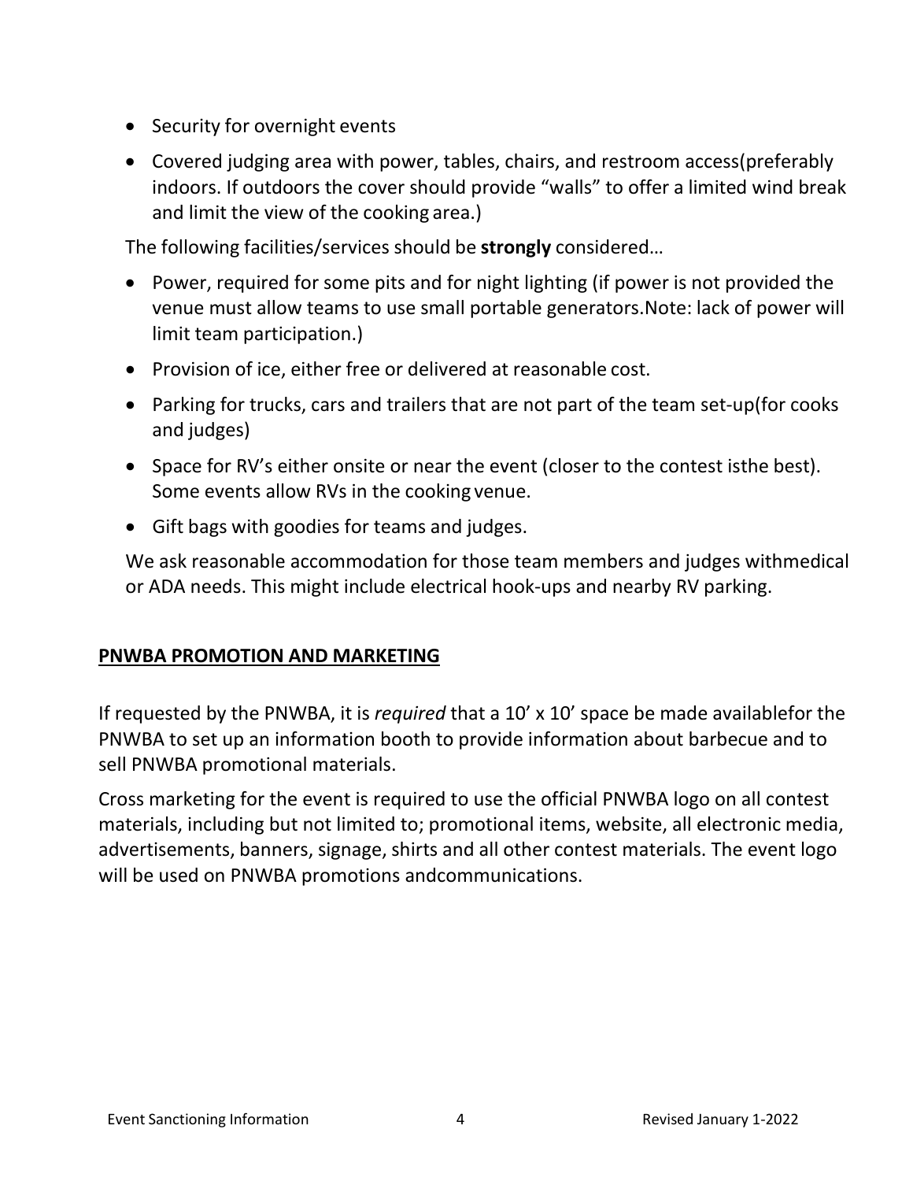- Security for overnight events
- Covered judging area with power, tables, chairs, and restroom access(preferably indoors. If outdoors the cover should provide "walls" to offer a limited wind break and limit the view of the cooking area.)

The following facilities/services should be **strongly** considered…

- Power, required for some pits and for night lighting (if power is not provided the venue must allow teams to use small portable generators.Note: lack of power will limit team participation.)
- Provision of ice, either free or delivered at reasonable cost.
- Parking for trucks, cars and trailers that are not part of the team set-up(for cooks and judges)
- Space for RV's either onsite or near the event (closer to the contest isthe best). Some events allow RVs in the cooking venue.
- Gift bags with goodies for teams and judges.

We ask reasonable accommodation for those team members and judges withmedical or ADA needs. This might include electrical hook-ups and nearby RV parking.

## PNWBA PROMOTION AND MARKETING

If requested by the PNWBA, it is *required* that a 10' x 10' space be made availablefor the PNWBA to set up an information booth to provide information about barbecue and to sell PNWBA promotional materials.

Cross marketing for the event is required to use the official PNWBA logo on all contest materials, including but not limited to; promotional items, website, all electronic media, advertisements, banners, signage, shirts and all other contest materials. The event logo will be used on PNWBA promotions andcommunications.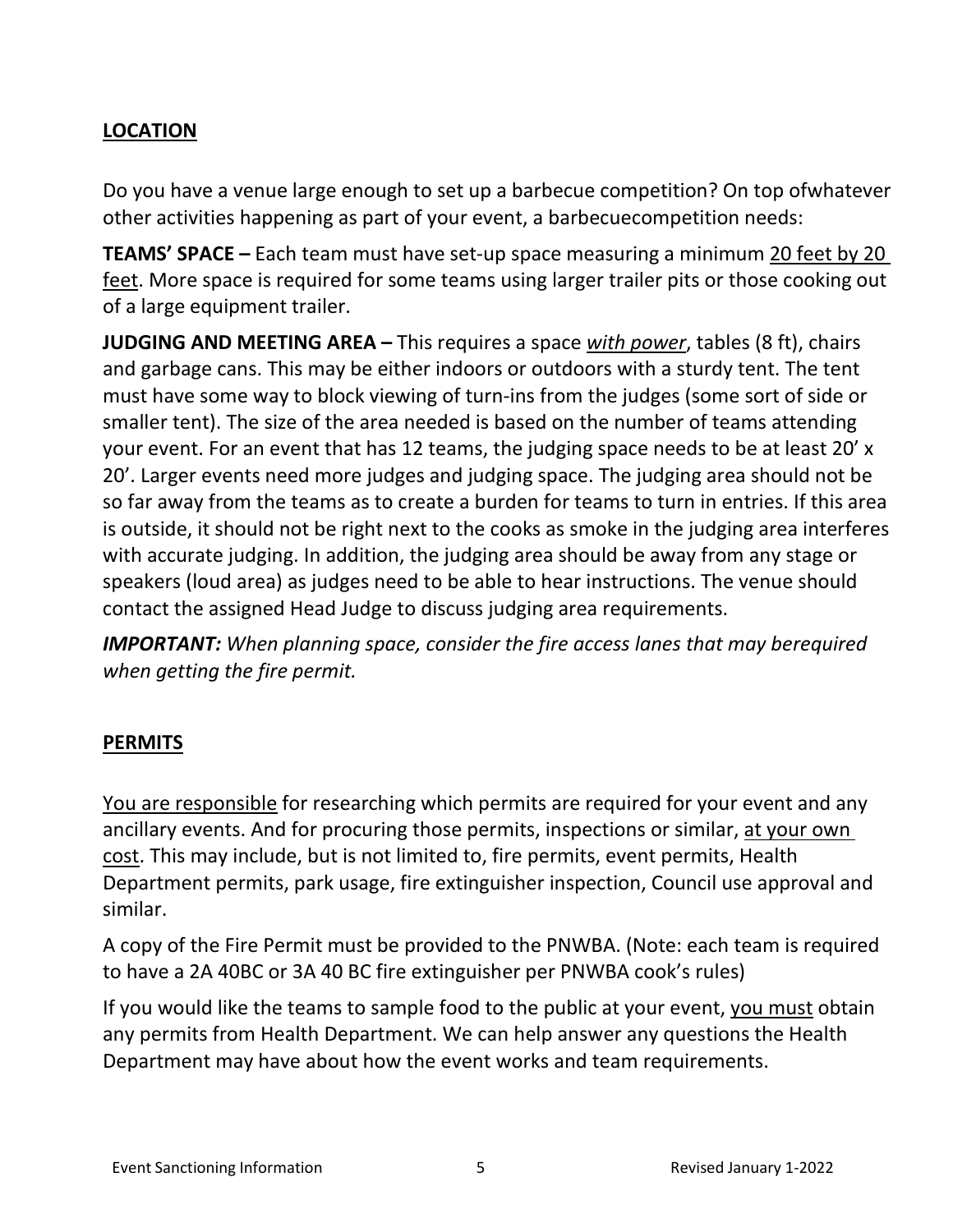## LOCATION

Do you have a venue large enough to set up a barbecue competition? On top ofwhatever other activities happening as part of your event, a barbecuecompetition needs:

**TEAMS' SPACE –** Each team must have set-up space measuring a minimum 20 feet by 20 feet. More space is required for some teams using larger trailer pits or those cooking out of a large equipment trailer.

**JUDGING AND MEETING AREA –** This requires a space ***with power***, tables (8 ft), chairs and garbage cans. This may be either indoors or outdoors with a sturdy tent. The tent must have some way to block viewing of turn-ins from the judges (some sort of side or smaller tent). The size of the area needed is based on the number of teams attending your event. For an event that has 12 teams, the judging space needs to be at least 20' x 20'. Larger events need more judges and judging space. The judging area should not be so far away from the teams as to create a burden for teams to turn in entries. If this area is outside, it should not be right next to the cooks as smoke in the judging area interferes with accurate judging. In addition, the judging area should be away from any stage or speakers (loud area) as judges need to be able to hear instructions. The venue should contact the assigned Head Judge to discuss judging area requirements.

***IMPORTANT:*** *When planning space, consider the fire access lanes that may berequired when getting the fire permit.*

## PERMITS

You are responsible for researching which permits are required for your event and any ancillary events. And for procuring those permits, inspections or similar, at your own cost. This may include, but is not limited to, fire permits, event permits, Health Department permits, park usage, fire extinguisher inspection, Council use approval and similar.

A copy of the Fire Permit must be provided to the PNWBA. (Note: each team is required to have a 2A 40BC or 3A 40 BC fire extinguisher per PNWBA cook's rules)

If you would like the teams to sample food to the public at your event, you must obtain any permits from Health Department. We can help answer any questions the Health Department may have about how the event works and team requirements.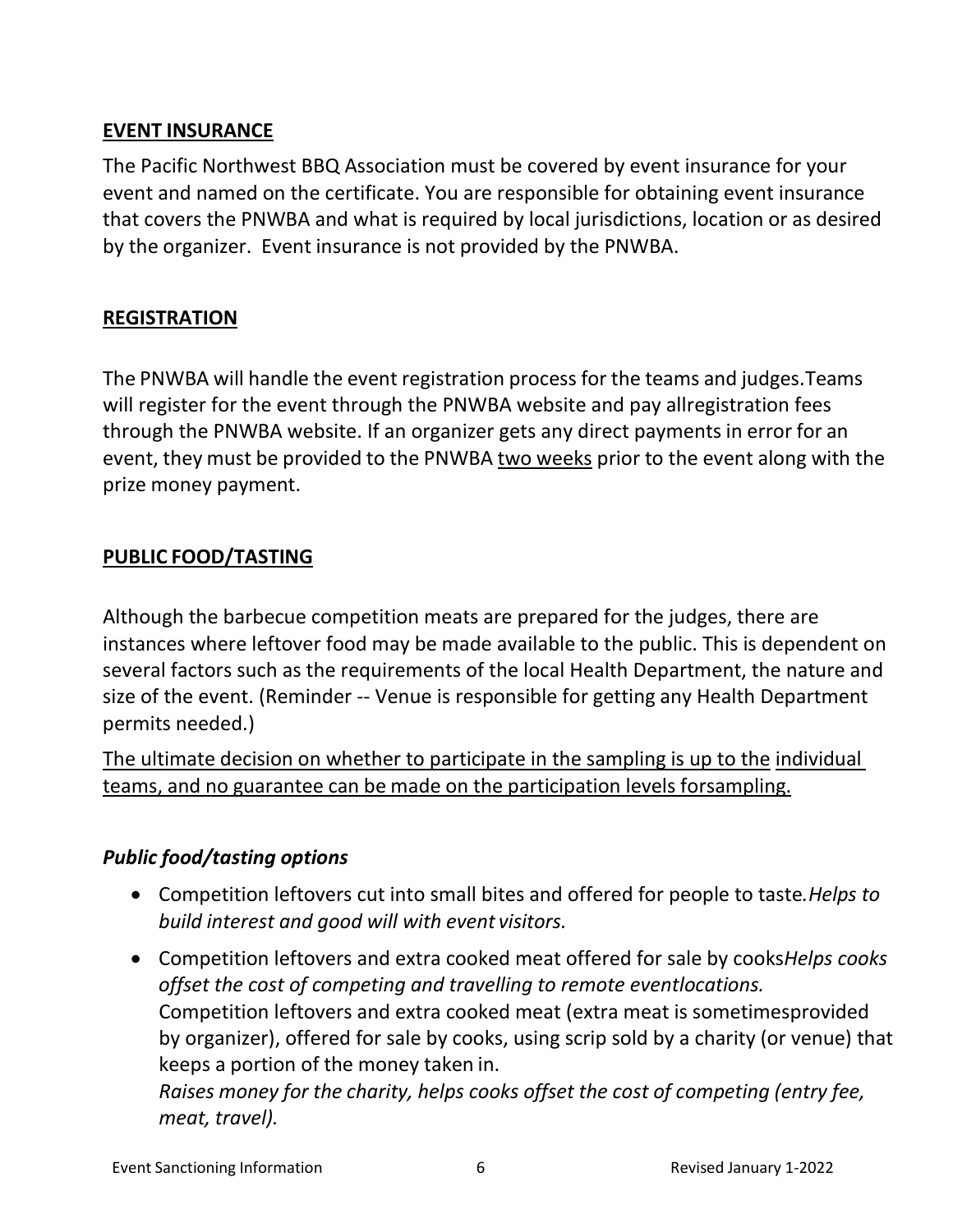## EVENT INSURANCE

The Pacific Northwest BBQ Association must be covered by event insurance for your event and named on the certificate. You are responsible for obtaining event insurance that covers the PNWBA and what is required by local jurisdictions, location or as desired by the organizer. Event insurance is not provided by the PNWBA.

## REGISTRATION

The PNWBA will handle the event registration process for the teams and judges.Teams will register for the event through the PNWBA website and pay allregistration fees through the PNWBA website. If an organizer gets any direct payments in error for an event, they must be provided to the PNWBA <u>two weeks</u> prior to the event along with the prize money payment.

## PUBLIC FOOD/TASTING

Although the barbecue competition meats are prepared for the judges, there are instances where leftover food may be made available to the public. This is dependent on several factors such as the requirements of the local Health Department, the nature and size of the event. (Reminder -- Venue is responsible for getting any Health Department permits needed.)

<u>The ultimate decision on whether to participate in the sampling is up to the individual teams, and no guarantee can be made on the participation levels forsampling.</u>

### *Public food/tasting options*

- Competition leftovers cut into small bites and offered for people to taste.*Helps to build interest and good will with event visitors.*
- Competition leftovers and extra cooked meat offered for sale by cooks*Helps cooks offset the cost of competing and travelling to remote eventlocations.*
  Competition leftovers and extra cooked meat (extra meat is sometimesprovided by organizer), offered for sale by cooks, using scrip sold by a charity (or venue) that keeps a portion of the money taken in.
  *Raises money for the charity, helps cooks offset the cost of competing (entry fee, meat, travel).*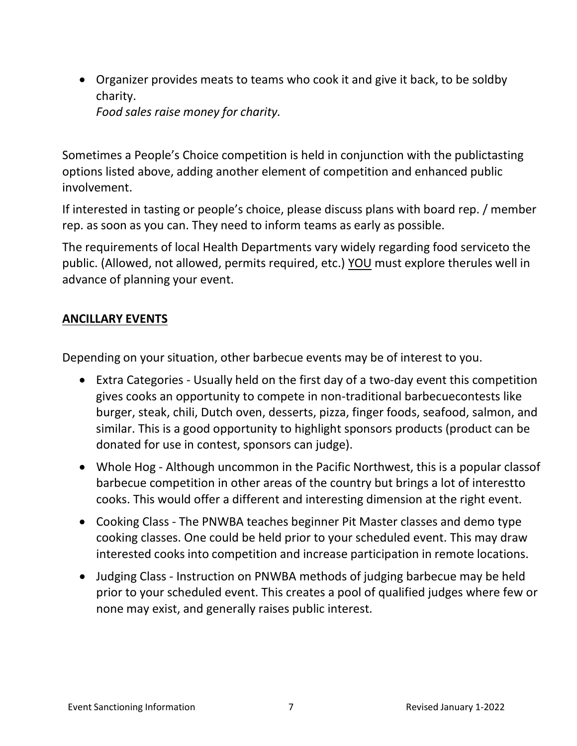- Organizer provides meats to teams who cook it and give it back, to be soldby charity.
  *Food sales raise money for charity.*

Sometimes a People's Choice competition is held in conjunction with the publictasting options listed above, adding another element of competition and enhanced public involvement.

If interested in tasting or people's choice, please discuss plans with board rep. / member rep. as soon as you can. They need to inform teams as early as possible.

The requirements of local Health Departments vary widely regarding food serviceto the public. (Allowed, not allowed, permits required, etc.) <u>YOU</u> must explore therules well in advance of planning your event.

## ANCILLARY EVENTS

Depending on your situation, other barbecue events may be of interest to you.

- Extra Categories - Usually held on the first day of a two-day event this competition gives cooks an opportunity to compete in non-traditional barbecuecontests like burger, steak, chili, Dutch oven, desserts, pizza, finger foods, seafood, salmon, and similar. This is a good opportunity to highlight sponsors products (product can be donated for use in contest, sponsors can judge).
- Whole Hog - Although uncommon in the Pacific Northwest, this is a popular classof barbecue competition in other areas of the country but brings a lot of interestto cooks. This would offer a different and interesting dimension at the right event.
- Cooking Class - The PNWBA teaches beginner Pit Master classes and demo type cooking classes. One could be held prior to your scheduled event. This may draw interested cooks into competition and increase participation in remote locations.
- Judging Class - Instruction on PNWBA methods of judging barbecue may be held prior to your scheduled event. This creates a pool of qualified judges where few or none may exist, and generally raises public interest.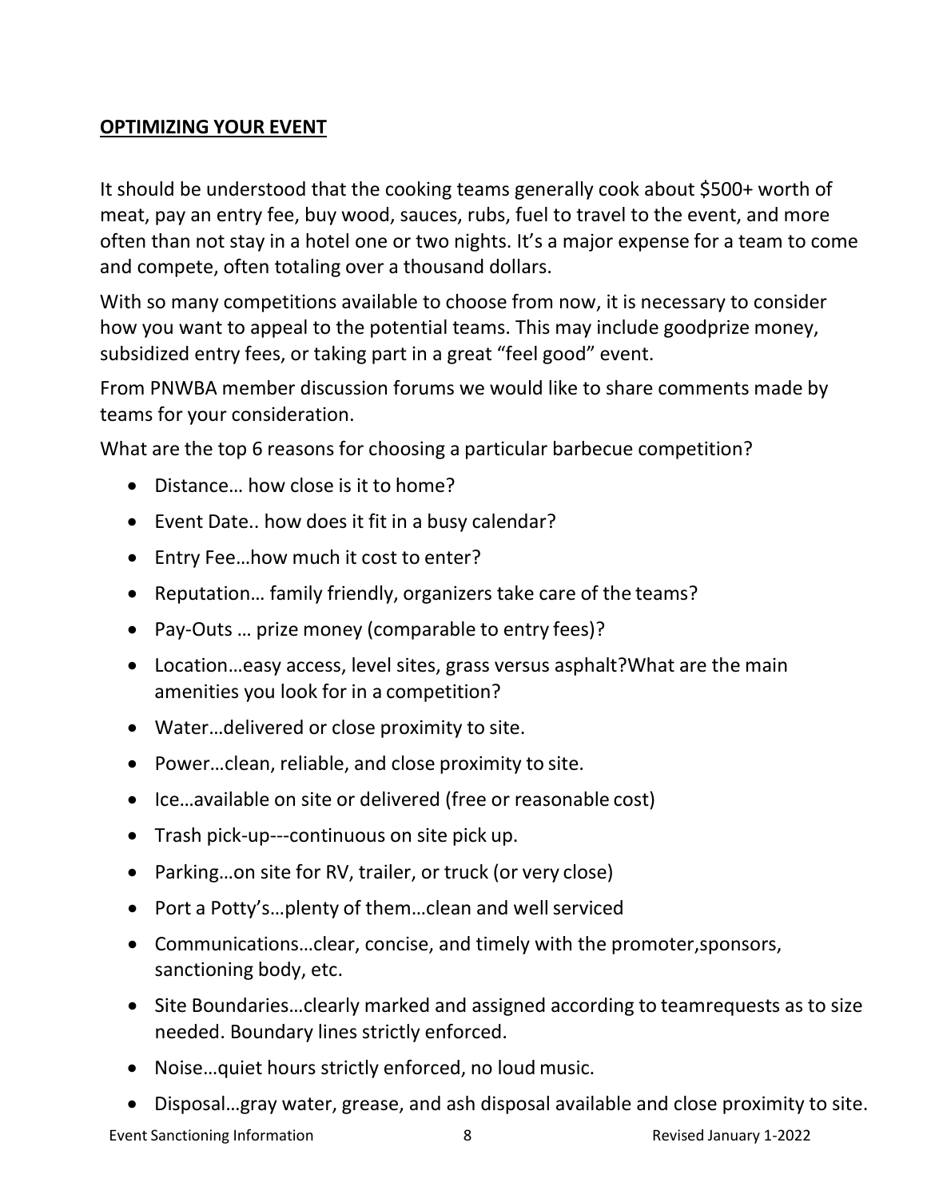## OPTIMIZING YOUR EVENT

It should be understood that the cooking teams generally cook about $500+ worth of meat, pay an entry fee, buy wood, sauces, rubs, fuel to travel to the event, and more often than not stay in a hotel one or two nights. It's a major expense for a team to come and compete, often totaling over a thousand dollars.

With so many competitions available to choose from now, it is necessary to consider how you want to appeal to the potential teams. This may include goodprize money, subsidized entry fees, or taking part in a great "feel good" event.

From PNWBA member discussion forums we would like to share comments made by teams for your consideration.

What are the top 6 reasons for choosing a particular barbecue competition?

- Distance… how close is it to home?
- Event Date.. how does it fit in a busy calendar?
- Entry Fee…how much it cost to enter?
- Reputation… family friendly, organizers take care of the teams?
- Pay-Outs … prize money (comparable to entry fees)?
- Location…easy access, level sites, grass versus asphalt?What are the main amenities you look for in a competition?
- Water…delivered or close proximity to site.
- Power…clean, reliable, and close proximity to site.
- Ice…available on site or delivered (free or reasonable cost)
- Trash pick-up---continuous on site pick up.
- Parking…on site for RV, trailer, or truck (or very close)
- Port a Potty's…plenty of them…clean and well serviced
- Communications…clear, concise, and timely with the promoter,sponsors, sanctioning body, etc.
- Site Boundaries…clearly marked and assigned according to teamrequests as to size needed. Boundary lines strictly enforced.
- Noise…quiet hours strictly enforced, no loud music.
- Disposal…gray water, grease, and ash disposal available and close proximity to site.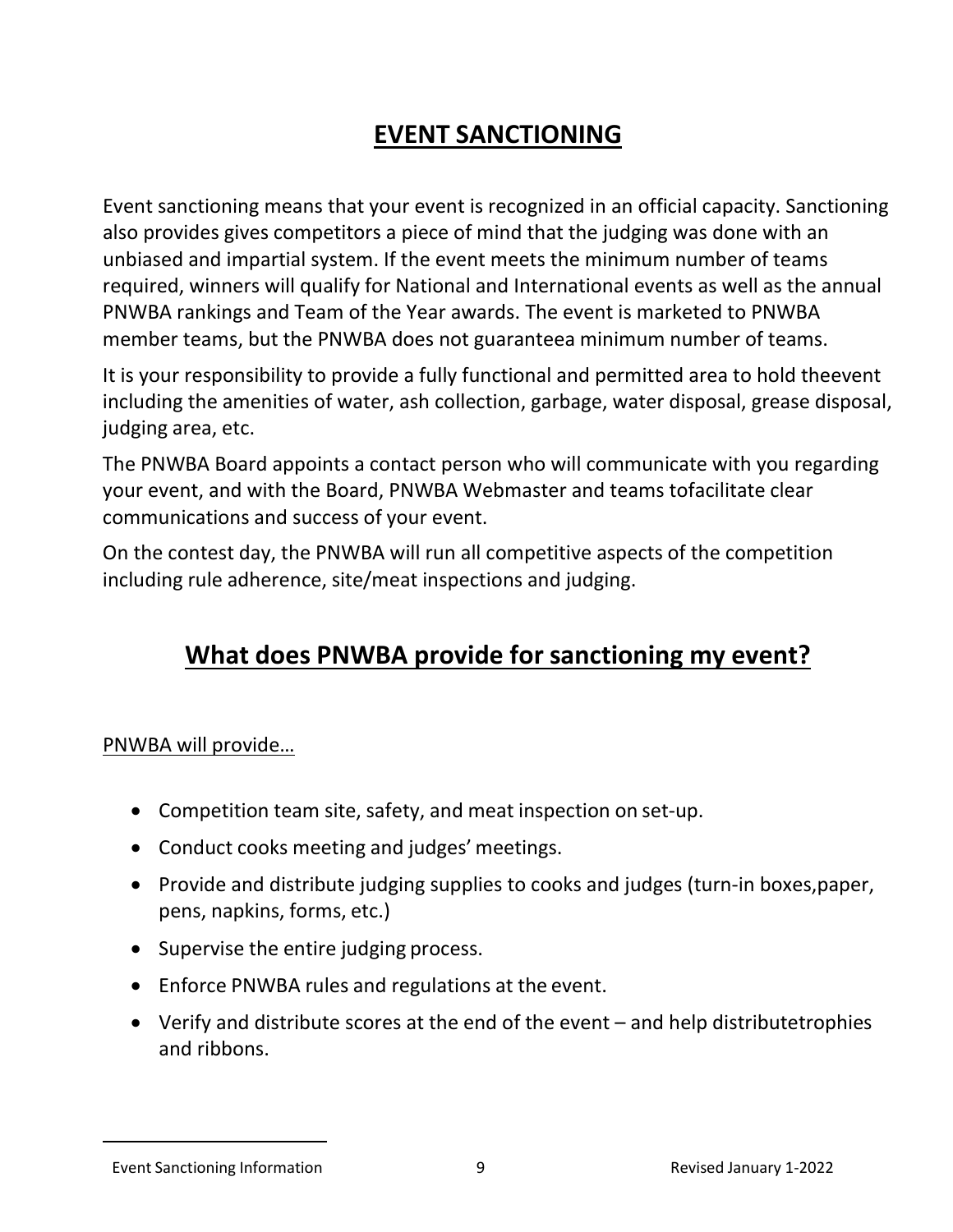# EVENT SANCTIONING

Event sanctioning means that your event is recognized in an official capacity. Sanctioning also provides gives competitors a piece of mind that the judging was done with an unbiased and impartial system. If the event meets the minimum number of teams required, winners will qualify for National and International events as well as the annual PNWBA rankings and Team of the Year awards. The event is marketed to PNWBA member teams, but the PNWBA does not guaranteea minimum number of teams.

It is your responsibility to provide a fully functional and permitted area to hold theevent including the amenities of water, ash collection, garbage, water disposal, grease disposal, judging area, etc.

The PNWBA Board appoints a contact person who will communicate with you regarding your event, and with the Board, PNWBA Webmaster and teams tofacilitate clear communications and success of your event.

On the contest day, the PNWBA will run all competitive aspects of the competition including rule adherence, site/meat inspections and judging.

## What does PNWBA provide for sanctioning my event?

PNWBA will provide…

- Competition team site, safety, and meat inspection on set-up.
- Conduct cooks meeting and judges' meetings.
- Provide and distribute judging supplies to cooks and judges (turn-in boxes,paper, pens, napkins, forms, etc.)
- Supervise the entire judging process.
- Enforce PNWBA rules and regulations at the event.
- Verify and distribute scores at the end of the event – and help distributetrophies and ribbons.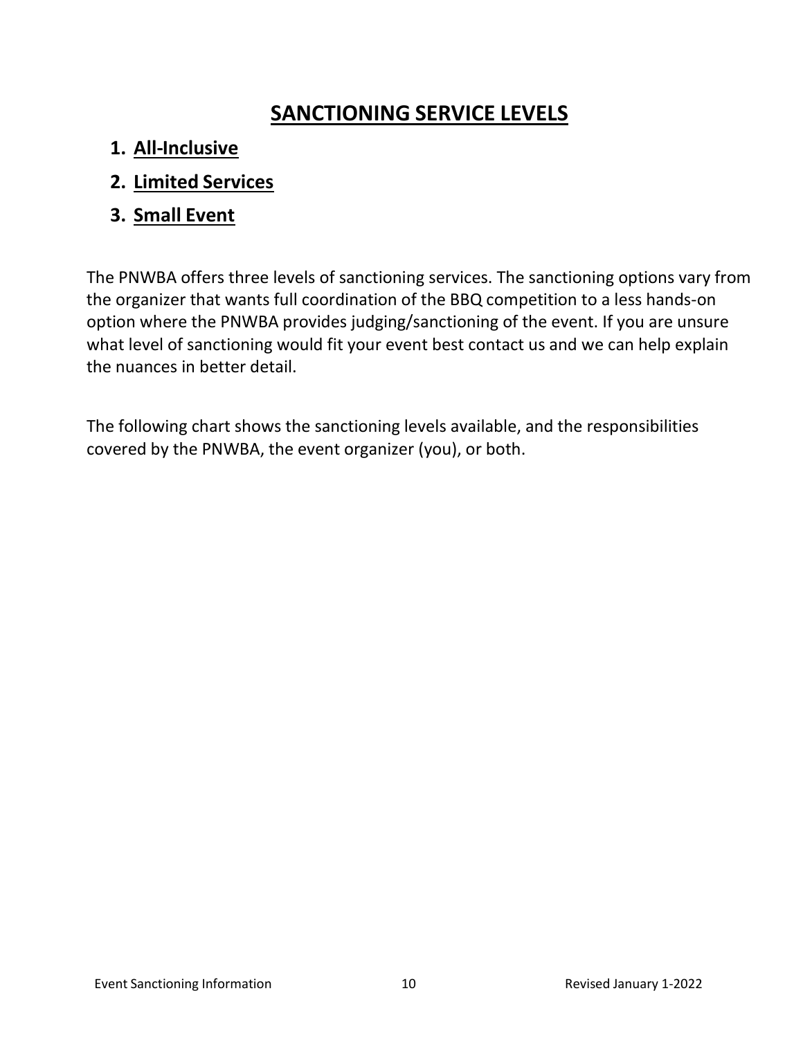# SANCTIONING SERVICE LEVELS

1. **All-Inclusive**
2. **Limited Services**
3. **Small Event**

The PNWBA offers three levels of sanctioning services. The sanctioning options vary from the organizer that wants full coordination of the BBQ competition to a less hands-on option where the PNWBA provides judging/sanctioning of the event. If you are unsure what level of sanctioning would fit your event best contact us and we can help explain the nuances in better detail.

The following chart shows the sanctioning levels available, and the responsibilities covered by the PNWBA, the event organizer (you), or both.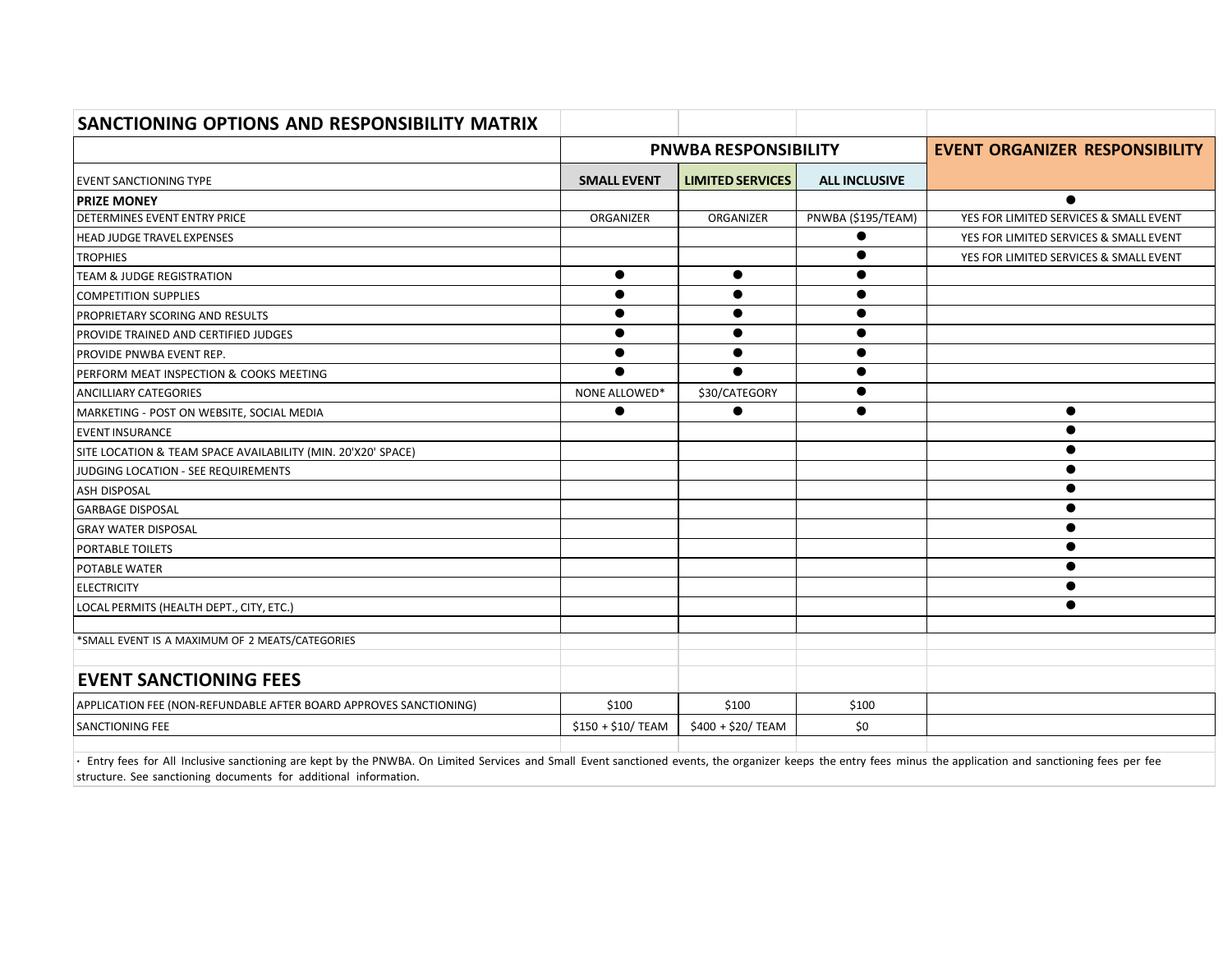## SANCTIONING OPTIONS AND RESPONSIBILITY MATRIX

| | PNWBA RESPONSIBILITY | | | EVENT ORGANIZER RESPONSIBILITY |
|---|---|---|---|---|
| EVENT SANCTIONING TYPE | SMALL EVENT | LIMITED SERVICES | ALL INCLUSIVE | |
| **PRIZE MONEY** | | | | ● |
| DETERMINES EVENT ENTRY PRICE | ORGANIZER | ORGANIZER | PNWBA ($195/TEAM) | YES FOR LIMITED SERVICES & SMALL EVENT |
| HEAD JUDGE TRAVEL EXPENSES | | | ● | YES FOR LIMITED SERVICES & SMALL EVENT |
| TROPHIES | | | ● | YES FOR LIMITED SERVICES & SMALL EVENT |
| TEAM & JUDGE REGISTRATION | ● | ● | ● | |
| COMPETITION SUPPLIES | ● | ● | ● | |
| PROPRIETARY SCORING AND RESULTS | ● | ● | ● | |
| PROVIDE TRAINED AND CERTIFIED JUDGES | ● | ● | ● | |
| PROVIDE PNWBA EVENT REP. | ● | ● | ● | |
| PERFORM MEAT INSPECTION & COOKS MEETING | ● | ● | ● | |
| ANCILLIARY CATEGORIES | NONE ALLOWED* | $30/CATEGORY | ● | |
| MARKETING - POST ON WEBSITE, SOCIAL MEDIA | ● | ● | ● | ● |
| EVENT INSURANCE | | | | ● |
| SITE LOCATION & TEAM SPACE AVAILABILITY (MIN. 20'X20' SPACE) | | | | ● |
| JUDGING LOCATION - SEE REQUIREMENTS | | | | ● |
| ASH DISPOSAL | | | | ● |
| GARBAGE DISPOSAL | | | | ● |
| GRAY WATER DISPOSAL | | | | ● |
| PORTABLE TOILETS | | | | ● |
| POTABLE WATER | | | | ● |
| ELECTRICITY | | | | ● |
| LOCAL PERMITS (HEALTH DEPT., CITY, ETC.) | | | | ● |

*SMALL EVENT IS A MAXIMUM OF 2 MEATS/CATEGORIES

## EVENT SANCTIONING FEES

| | SMALL EVENT | LIMITED SERVICES | ALL INCLUSIVE | |
|---|---|---|---|---|
| APPLICATION FEE (NON-REFUNDABLE AFTER BOARD APPROVES SANCTIONING) | $100 | $100 | $100 | |
| SANCTIONING FEE | $150 + $10/ TEAM | $400 + $20/ TEAM | $0 | |

• Entry fees for All Inclusive sanctioning are kept by the PNWBA. On Limited Services and Small Event sanctioned events, the organizer keeps the entry fees minus the application and sanctioning fees per fee structure. See sanctioning documents for additional information.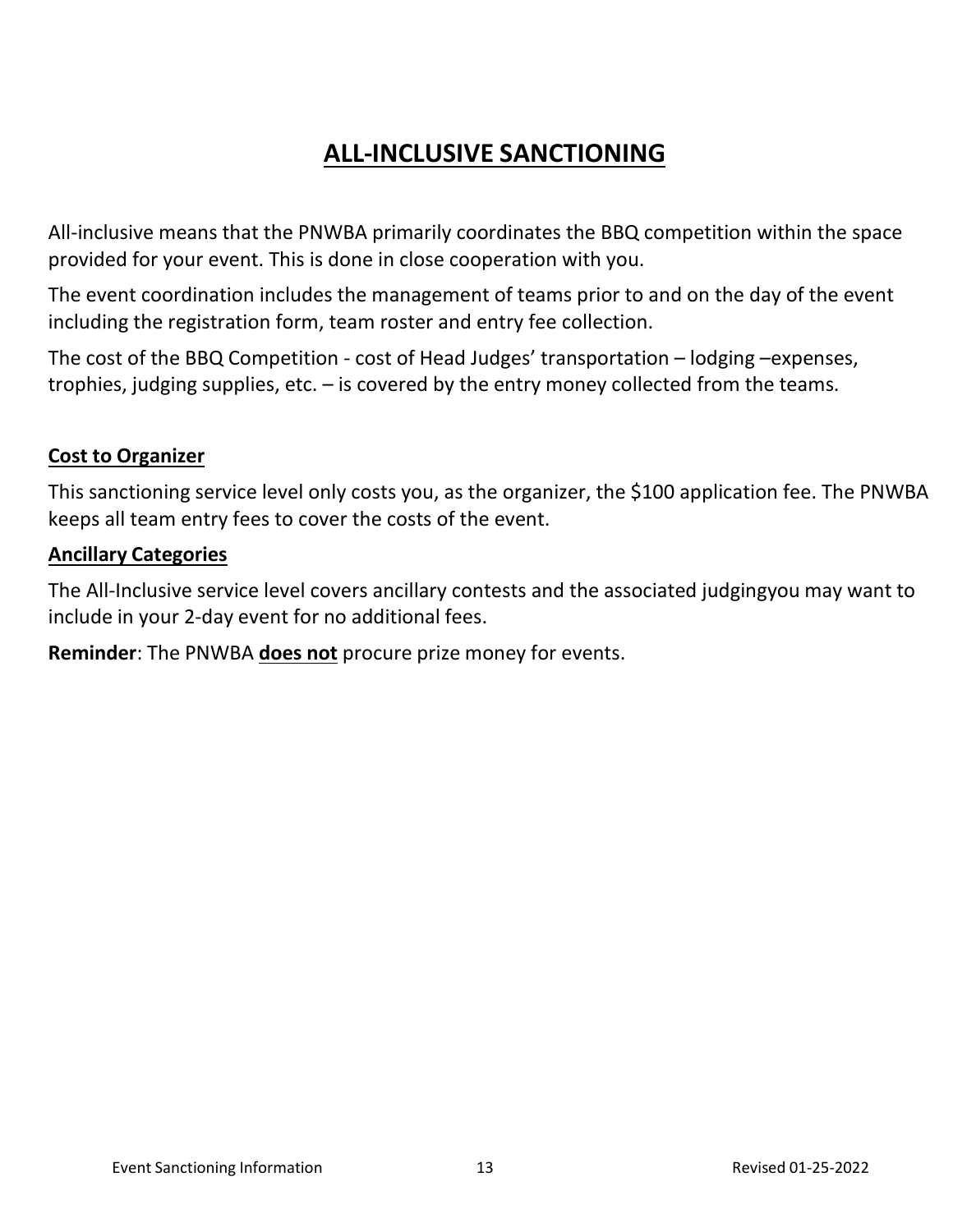# ALL-INCLUSIVE SANCTIONING

All-inclusive means that the PNWBA primarily coordinates the BBQ competition within the space provided for your event. This is done in close cooperation with you.

The event coordination includes the management of teams prior to and on the day of the event including the registration form, team roster and entry fee collection.

The cost of the BBQ Competition - cost of Head Judges' transportation – lodging –expenses, trophies, judging supplies, etc. – is covered by the entry money collected from the teams.

## Cost to Organizer

This sanctioning service level only costs you, as the organizer, the $100 application fee. The PNWBA keeps all team entry fees to cover the costs of the event.

## Ancillary Categories

The All-Inclusive service level covers ancillary contests and the associated judgingyou may want to include in your 2-day event for no additional fees.

**Reminder**: The PNWBA **does not** procure prize money for events.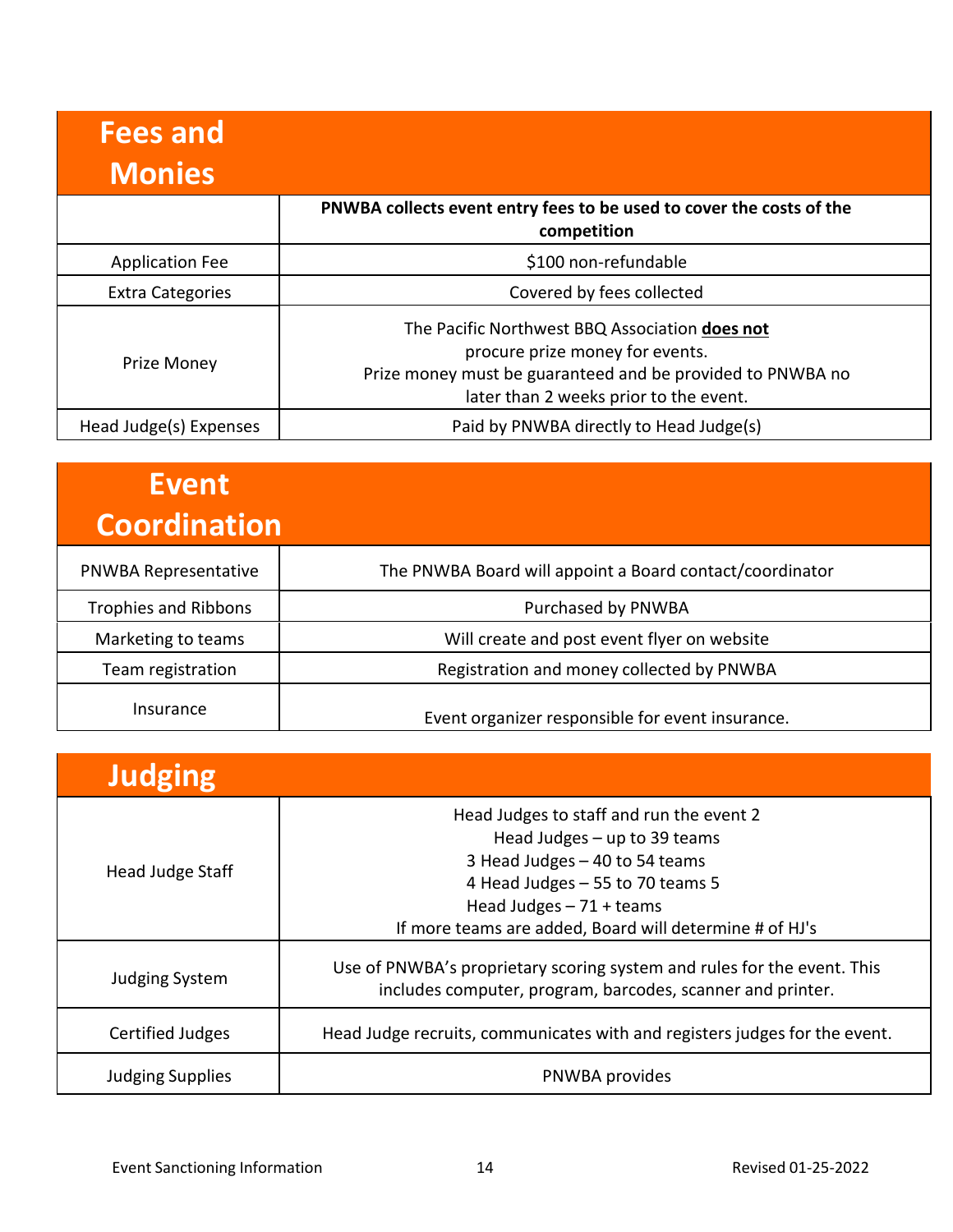## Fees and Monies

| | PNWBA collects event entry fees to be used to cover the costs of the competition |
|---|---|
| Application Fee | $100 non-refundable |
| Extra Categories | Covered by fees collected |
| Prize Money | The Pacific Northwest BBQ Association **does not** procure prize money for events. Prize money must be guaranteed and be provided to PNWBA no later than 2 weeks prior to the event. |
| Head Judge(s) Expenses | Paid by PNWBA directly to Head Judge(s) |

## Event Coordination

| | |
|---|---|
| PNWBA Representative | The PNWBA Board will appoint a Board contact/coordinator |
| Trophies and Ribbons | Purchased by PNWBA |
| Marketing to teams | Will create and post event flyer on website |
| Team registration | Registration and money collected by PNWBA |
| Insurance | Event organizer responsible for event insurance. |

## Judging

| | |
|---|---|
| Head Judge Staff | Head Judges to staff and run the event 2 Head Judges – up to 39 teams 3 Head Judges – 40 to 54 teams 4 Head Judges – 55 to 70 teams 5 Head Judges – 71 + teams If more teams are added, Board will determine # of HJ's |
| Judging System | Use of PNWBA's proprietary scoring system and rules for the event. This includes computer, program, barcodes, scanner and printer. |
| Certified Judges | Head Judge recruits, communicates with and registers judges for the event. |
| Judging Supplies | PNWBA provides |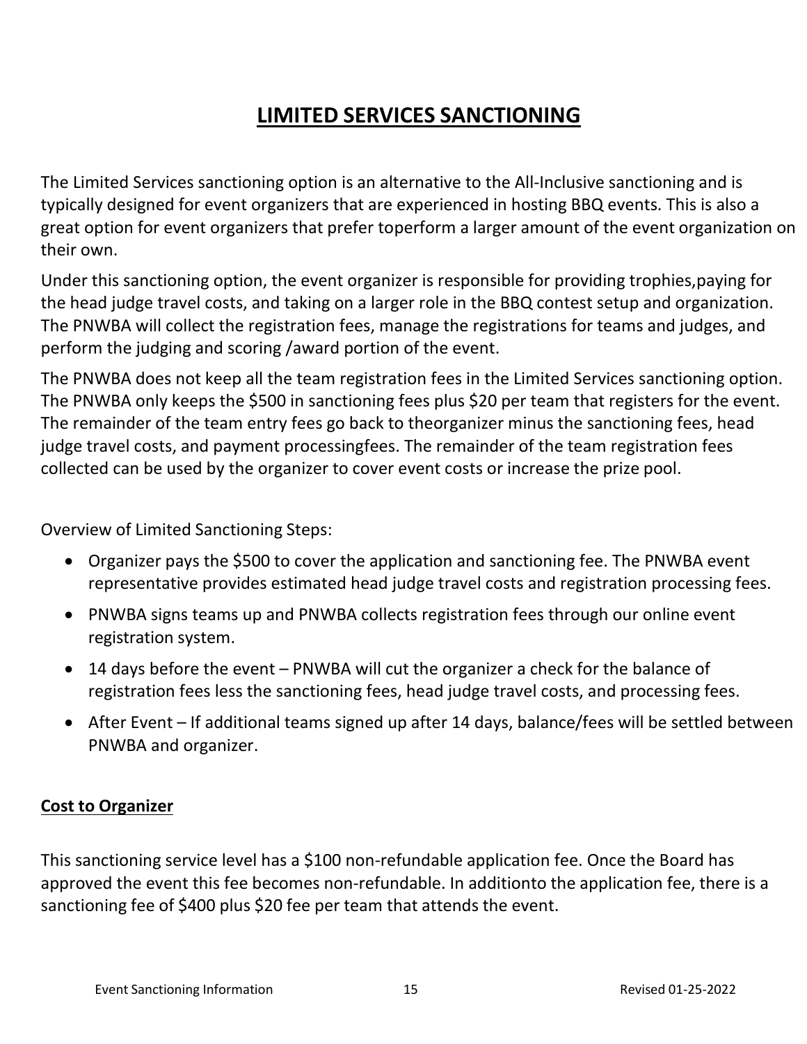# LIMITED SERVICES SANCTIONING

The Limited Services sanctioning option is an alternative to the All-Inclusive sanctioning and is typically designed for event organizers that are experienced in hosting BBQ events. This is also a great option for event organizers that prefer toperform a larger amount of the event organization on their own.

Under this sanctioning option, the event organizer is responsible for providing trophies,paying for the head judge travel costs, and taking on a larger role in the BBQ contest setup and organization. The PNWBA will collect the registration fees, manage the registrations for teams and judges, and perform the judging and scoring /award portion of the event.

The PNWBA does not keep all the team registration fees in the Limited Services sanctioning option. The PNWBA only keeps the $500 in sanctioning fees plus $20 per team that registers for the event. The remainder of the team entry fees go back to theorganizer minus the sanctioning fees, head judge travel costs, and payment processingfees. The remainder of the team registration fees collected can be used by the organizer to cover event costs or increase the prize pool.

Overview of Limited Sanctioning Steps:

- Organizer pays the $500 to cover the application and sanctioning fee. The PNWBA event representative provides estimated head judge travel costs and registration processing fees.
- PNWBA signs teams up and PNWBA collects registration fees through our online event registration system.
- 14 days before the event – PNWBA will cut the organizer a check for the balance of registration fees less the sanctioning fees, head judge travel costs, and processing fees.
- After Event – If additional teams signed up after 14 days, balance/fees will be settled between PNWBA and organizer.

## Cost to Organizer

This sanctioning service level has a $100 non-refundable application fee. Once the Board has approved the event this fee becomes non-refundable. In additionto the application fee, there is a sanctioning fee of $400 plus $20 fee per team that attends the event.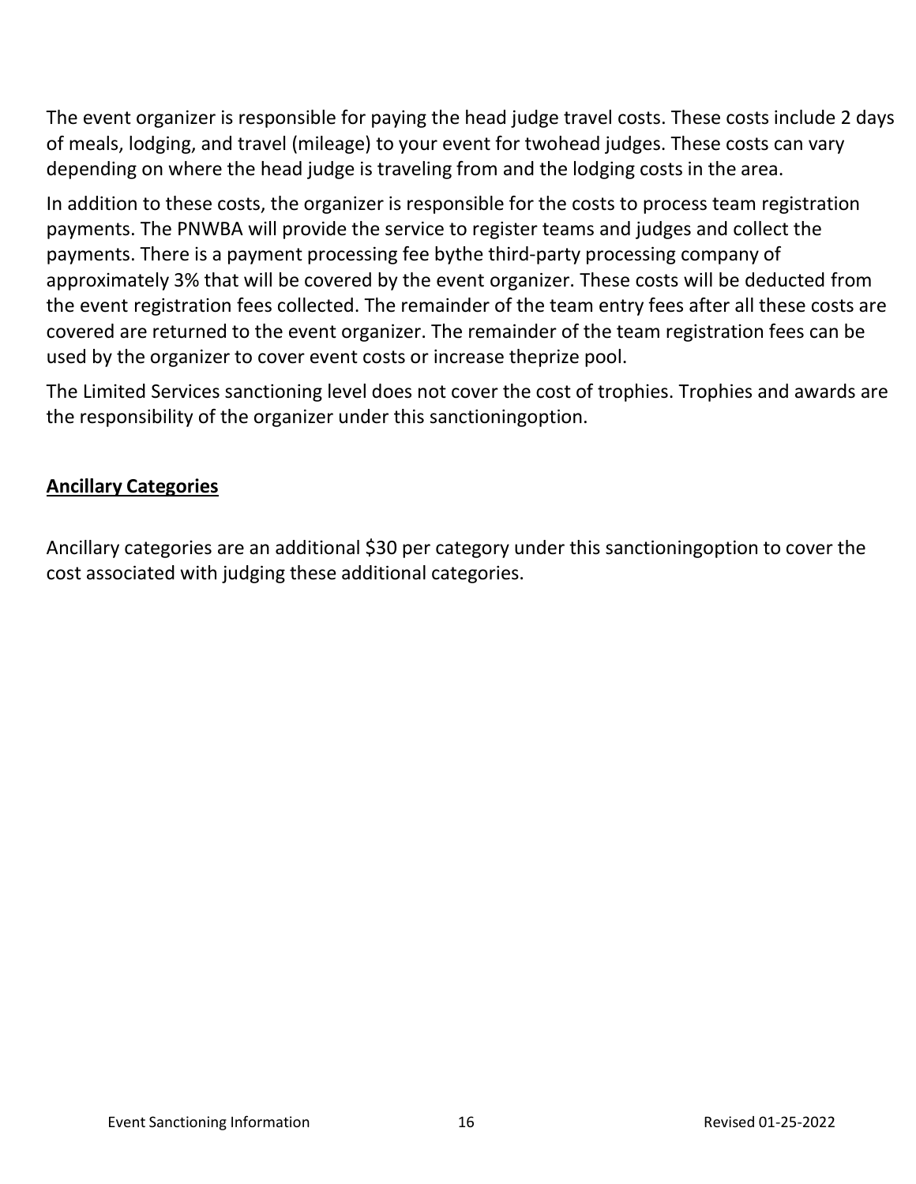The event organizer is responsible for paying the head judge travel costs. These costs include 2 days of meals, lodging, and travel (mileage) to your event for twohead judges. These costs can vary depending on where the head judge is traveling from and the lodging costs in the area.

In addition to these costs, the organizer is responsible for the costs to process team registration payments. The PNWBA will provide the service to register teams and judges and collect the payments. There is a payment processing fee bythe third-party processing company of approximately 3% that will be covered by the event organizer. These costs will be deducted from the event registration fees collected. The remainder of the team entry fees after all these costs are covered are returned to the event organizer. The remainder of the team registration fees can be used by the organizer to cover event costs or increase theprize pool.

The Limited Services sanctioning level does not cover the cost of trophies. Trophies and awards are the responsibility of the organizer under this sanctioningoption.

## Ancillary Categories

Ancillary categories are an additional $30 per category under this sanctioningoption to cover the cost associated with judging these additional categories.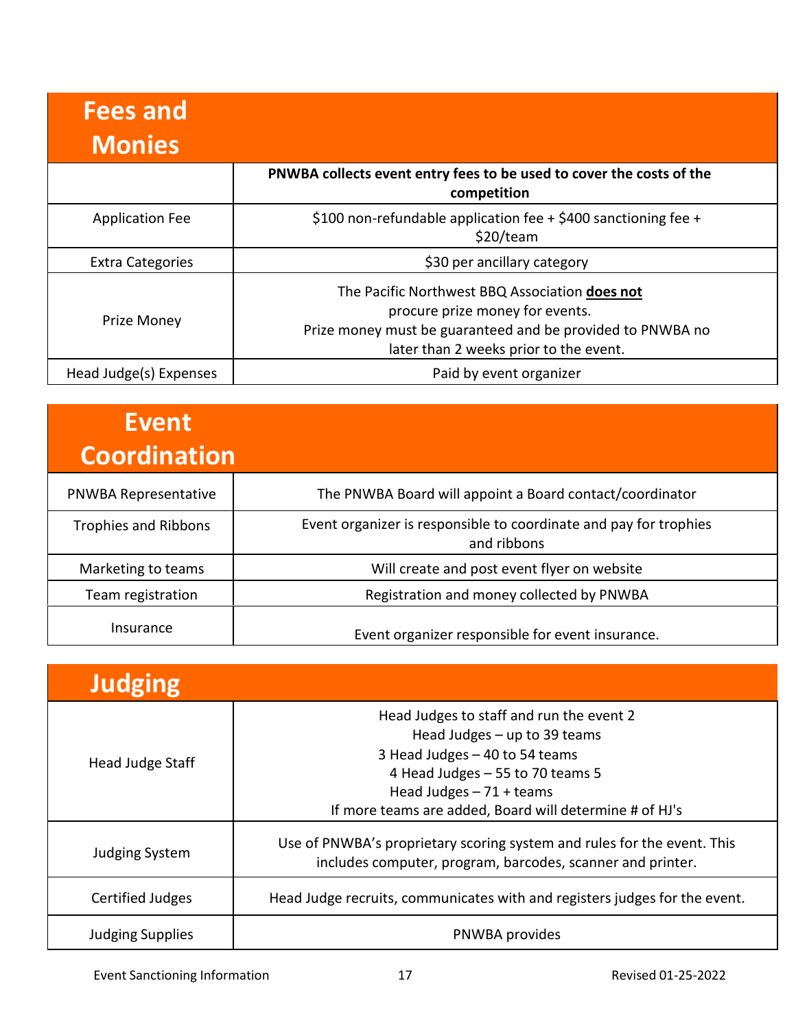## Fees and Monies

| | |
|---|---|
| | **PNWBA collects event entry fees to be used to cover the costs of the competition** |
| Application Fee | $100 non-refundable application fee + $400 sanctioning fee + $20/team |
| Extra Categories | $30 per ancillary category |
| Prize Money | The Pacific Northwest BBQ Association **does not** procure prize money for events. Prize money must be guaranteed and be provided to PNWBA no later than 2 weeks prior to the event. |
| Head Judge(s) Expenses | Paid by event organizer |

## Event Coordination

| | |
|---|---|
| PNWBA Representative | The PNWBA Board will appoint a Board contact/coordinator |
| Trophies and Ribbons | Event organizer is responsible to coordinate and pay for trophies and ribbons |
| Marketing to teams | Will create and post event flyer on website |
| Team registration | Registration and money collected by PNWBA |
| Insurance | Event organizer responsible for event insurance. |

## Judging

| | |
|---|---|
| Head Judge Staff | Head Judges to staff and run the event 2 Head Judges – up to 39 teams<br>3 Head Judges – 40 to 54 teams<br>4 Head Judges – 55 to 70 teams 5 Head Judges – 71 + teams<br>If more teams are added, Board will determine # of HJ's |
| Judging System | Use of PNWBA's proprietary scoring system and rules for the event. This includes computer, program, barcodes, scanner and printer. |
| Certified Judges | Head Judge recruits, communicates with and registers judges for the event. |
| Judging Supplies | PNWBA provides |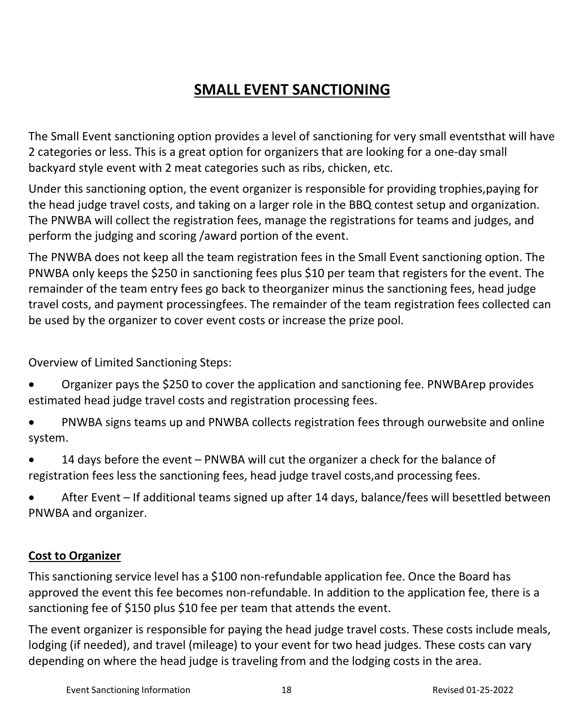# SMALL EVENT SANCTIONING

The Small Event sanctioning option provides a level of sanctioning for very small eventsthat will have 2 categories or less. This is a great option for organizers that are looking for a one-day small backyard style event with 2 meat categories such as ribs, chicken, etc.

Under this sanctioning option, the event organizer is responsible for providing trophies,paying for the head judge travel costs, and taking on a larger role in the BBQ contest setup and organization. The PNWBA will collect the registration fees, manage the registrations for teams and judges, and perform the judging and scoring /award portion of the event.

The PNWBA does not keep all the team registration fees in the Small Event sanctioning option. The PNWBA only keeps the $250 in sanctioning fees plus $10 per team that registers for the event. The remainder of the team entry fees go back to theorganizer minus the sanctioning fees, head judge travel costs, and payment processingfees. The remainder of the team registration fees collected can be used by the organizer to cover event costs or increase the prize pool.

Overview of Limited Sanctioning Steps:

- Organizer pays the $250 to cover the application and sanctioning fee. PNWBArep provides estimated head judge travel costs and registration processing fees.
- PNWBA signs teams up and PNWBA collects registration fees through ourwebsite and online system.
- 14 days before the event – PNWBA will cut the organizer a check for the balance of registration fees less the sanctioning fees, head judge travel costs,and processing fees.
- After Event – If additional teams signed up after 14 days, balance/fees will besettled between PNWBA and organizer.

## Cost to Organizer

This sanctioning service level has a $100 non-refundable application fee. Once the Board has approved the event this fee becomes non-refundable. In addition to the application fee, there is a sanctioning fee of $150 plus $10 fee per team that attends the event.

The event organizer is responsible for paying the head judge travel costs. These costs include meals, lodging (if needed), and travel (mileage) to your event for two head judges. These costs can vary depending on where the head judge is traveling from and the lodging costs in the area.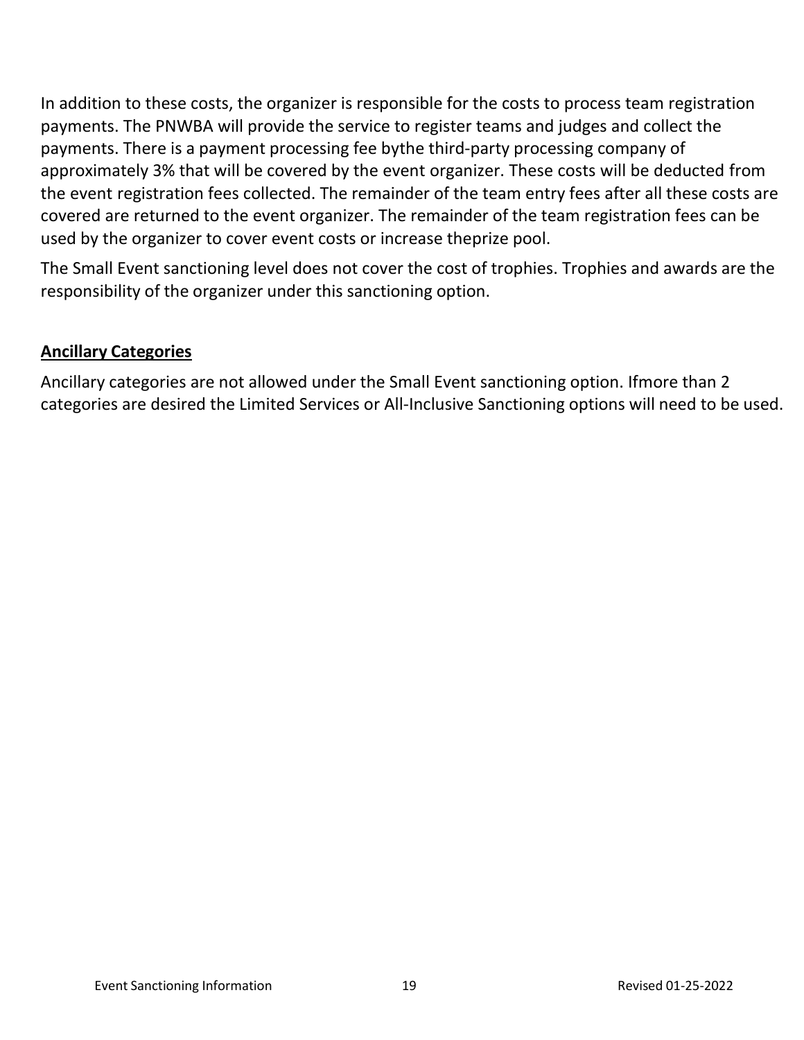In addition to these costs, the organizer is responsible for the costs to process team registration payments. The PNWBA will provide the service to register teams and judges and collect the payments. There is a payment processing fee bythe third-party processing company of approximately 3% that will be covered by the event organizer. These costs will be deducted from the event registration fees collected. The remainder of the team entry fees after all these costs are covered are returned to the event organizer. The remainder of the team registration fees can be used by the organizer to cover event costs or increase theprize pool.

The Small Event sanctioning level does not cover the cost of trophies. Trophies and awards are the responsibility of the organizer under this sanctioning option.

## Ancillary Categories

Ancillary categories are not allowed under the Small Event sanctioning option. Ifmore than 2 categories are desired the Limited Services or All-Inclusive Sanctioning options will need to be used.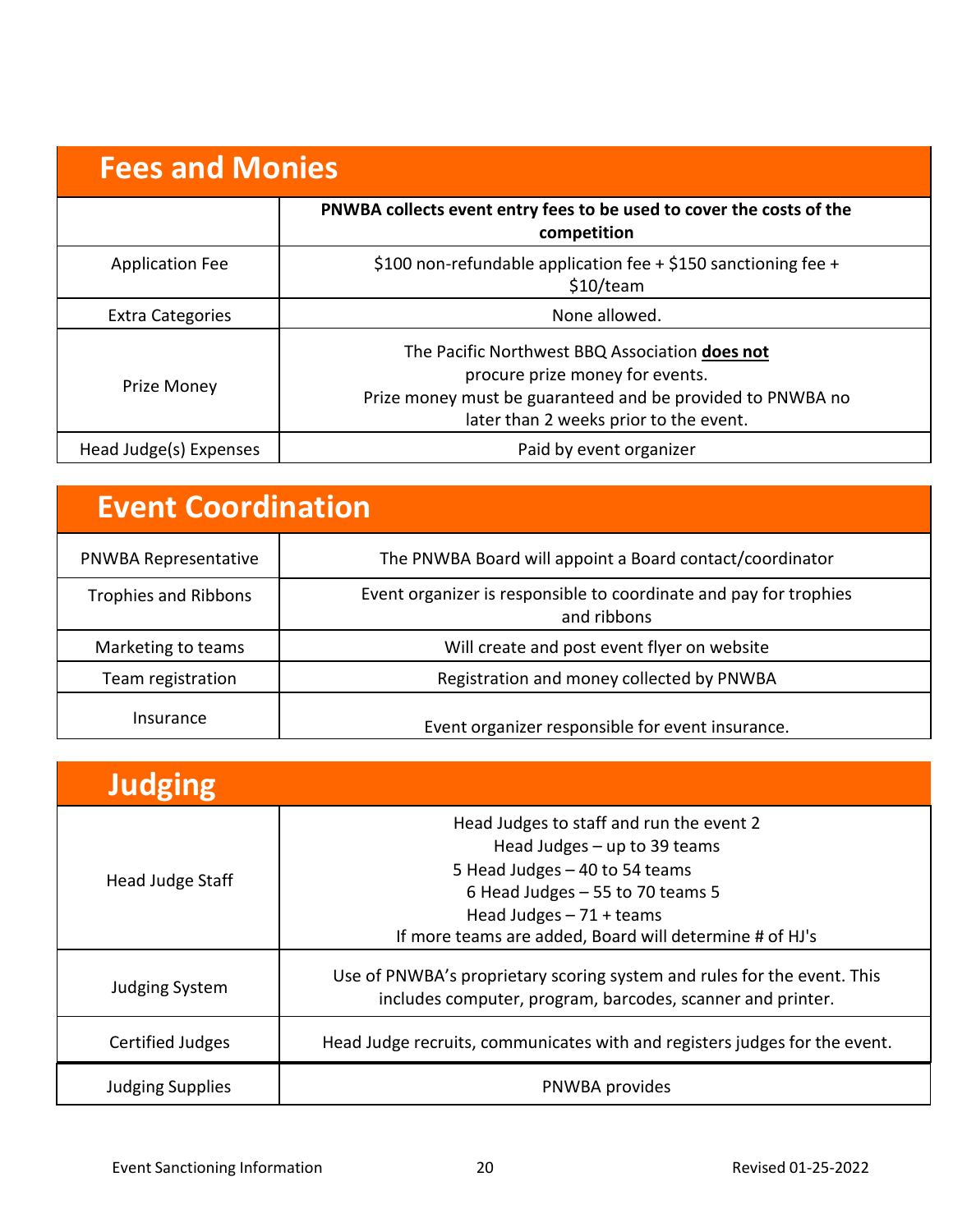## Fees and Monies

| | |
|---|---|
| | **PNWBA collects event entry fees to be used to cover the costs of the competition** |
| Application Fee | $100 non-refundable application fee + $150 sanctioning fee + $10/team |
| Extra Categories | None allowed. |
| Prize Money | The Pacific Northwest BBQ Association **does not** procure prize money for events. Prize money must be guaranteed and be provided to PNWBA no later than 2 weeks prior to the event. |
| Head Judge(s) Expenses | Paid by event organizer |

## Event Coordination

| | |
|---|---|
| PNWBA Representative | The PNWBA Board will appoint a Board contact/coordinator |
| Trophies and Ribbons | Event organizer is responsible to coordinate and pay for trophies and ribbons |
| Marketing to teams | Will create and post event flyer on website |
| Team registration | Registration and money collected by PNWBA |
| Insurance | Event organizer responsible for event insurance. |

## Judging

| | |
|---|---|
| Head Judge Staff | Head Judges to staff and run the event 2 Head Judges – up to 39 teams<br>5 Head Judges – 40 to 54 teams<br>6 Head Judges – 55 to 70 teams 5 Head Judges – 71 + teams<br>If more teams are added, Board will determine # of HJ's |
| Judging System | Use of PNWBA's proprietary scoring system and rules for the event. This includes computer, program, barcodes, scanner and printer. |
| Certified Judges | Head Judge recruits, communicates with and registers judges for the event. |
| Judging Supplies | PNWBA provides |